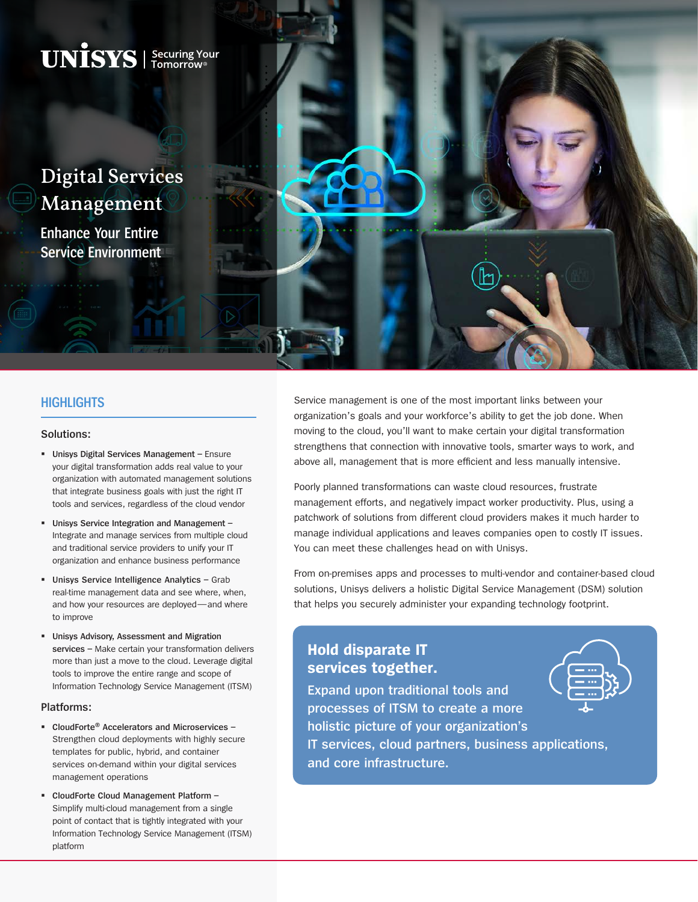UNISYS | Securing Your Tomorrow®

# Digital Services Management

## Enhance Your Entire Service Environment

## HIGHLIGHTS

### Solutions:

- **Unisys Digital Services Management** – Ensure your digital transformation adds real value to your organization with automated management solutions that integrate business goals with just the right IT tools and services, regardless of the cloud vendor
- **Unisys Service Integration and Management** – Integrate and manage services from multiple cloud and traditional service providers to unify your IT organization and enhance business performance
- **Unisys Service Intelligence Analytics** – Grab real-time management data and see where, when, and how your resources are deployed—and where to improve
- **Unisys Advisory, Assessment and Migration services** – Make certain your transformation delivers more than just a move to the cloud. Leverage digital tools to improve the entire range and scope of Information Technology Service Management (ITSM)

### Platforms:

- **CloudForte® Accelerators and Microservices** – Strengthen cloud deployments with highly secure templates for public, hybrid, and container services on-demand within your digital services management operations
- **CloudForte Cloud Management Platform** – Simplify multi-cloud management from a single point of contact that is tightly integrated with your Information Technology Service Management (ITSM) platform

Service management is one of the most important links between your organization's goals and your workforce's ability to get the job done. When moving to the cloud, you'll want to make certain your digital transformation strengthens that connection with innovative tools, smarter ways to work, and above all, management that is more efficient and less manually intensive.

Poorly planned transformations can waste cloud resources, frustrate management efforts, and negatively impact worker productivity. Plus, using a patchwork of solutions from different cloud providers makes it much harder to manage individual applications and leaves companies open to costly IT issues. You can meet these challenges head on with Unisys.

From on-premises apps and processes to multi-vendor and container-based cloud solutions, Unisys delivers a holistic Digital Service Management (DSM) solution that helps you securely administer your expanding technology footprint.

**Hold disparate IT services together.**

Expand upon traditional tools and processes of ITSM to create a more holistic picture of your organization's IT services, cloud partners, business applications, and core infrastructure.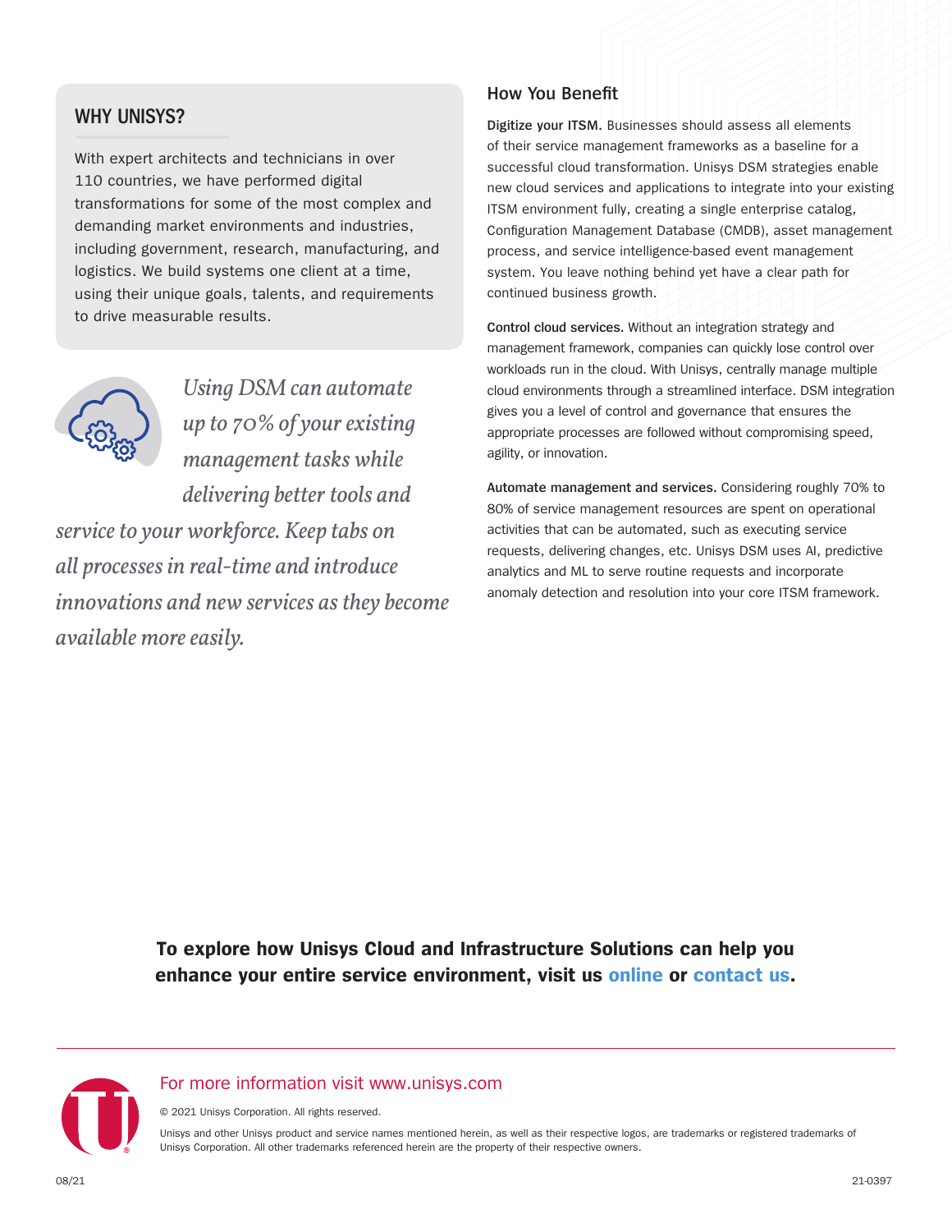## WHY UNISYS?

With expert architects and technicians in over 110 countries, we have performed digital transformations for some of the most complex and demanding market environments and industries, including government, research, manufacturing, and logistics. We build systems one client at a time, using their unique goals, talents, and requirements to drive measurable results.

*Using DSM can automate up to 70% of your existing management tasks while delivering better tools and service to your workforce. Keep tabs on all processes in real-time and introduce innovations and new services as they become available more easily.*

## How You Benefit

**Digitize your ITSM.** Businesses should assess all elements of their service management frameworks as a baseline for a successful cloud transformation. Unisys DSM strategies enable new cloud services and applications to integrate into your existing ITSM environment fully, creating a single enterprise catalog, Configuration Management Database (CMDB), asset management process, and service intelligence-based event management system. You leave nothing behind yet have a clear path for continued business growth.

**Control cloud services.** Without an integration strategy and management framework, companies can quickly lose control over workloads run in the cloud. With Unisys, centrally manage multiple cloud environments through a streamlined interface. DSM integration gives you a level of control and governance that ensures the appropriate processes are followed without compromising speed, agility, or innovation.

**Automate management and services.** Considering roughly 70% to 80% of service management resources are spent on operational activities that can be automated, such as executing service requests, delivering changes, etc. Unisys DSM uses AI, predictive analytics and ML to serve routine requests and incorporate anomaly detection and resolution into your core ITSM framework.

**To explore how Unisys Cloud and Infrastructure Solutions can help you enhance your entire service environment, visit us online or contact us.**

For more information visit www.unisys.com

© 2021 Unisys Corporation. All rights reserved.

Unisys and other Unisys product and service names mentioned herein, as well as their respective logos, are trademarks or registered trademarks of Unisys Corporation. All other trademarks referenced herein are the property of their respective owners.

08/21

21-0397